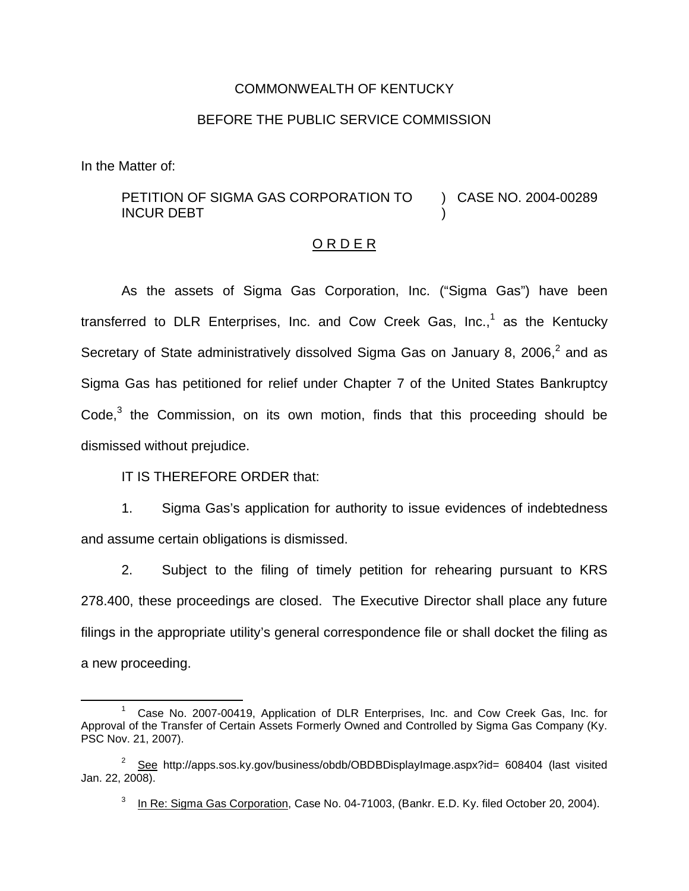COMMONWEALTH OF KENTUCKY

BEFORE THE PUBLIC SERVICE COMMISSION

In the Matter of:

PETITION OF SIGMA GAS CORPORATION TO INCUR DEBT ) CASE NO. 2004-00289

## O R D E R

As the assets of Sigma Gas Corporation, Inc. ("Sigma Gas") have been transferred to DLR Enterprises, Inc. and Cow Creek Gas, Inc.,[1] as the Kentucky Secretary of State administratively dissolved Sigma Gas on January 8, 2006,[2] and as Sigma Gas has petitioned for relief under Chapter 7 of the United States Bankruptcy Code,[3] the Commission, on its own motion, finds that this proceeding should be dismissed without prejudice.

IT IS THEREFORE ORDER that:

1. Sigma Gas's application for authority to issue evidences of indebtedness and assume certain obligations is dismissed.

2. Subject to the filing of timely petition for rehearing pursuant to KRS 278.400, these proceedings are closed. The Executive Director shall place any future filings in the appropriate utility's general correspondence file or shall docket the filing as a new proceeding.

---

[1] Case No. 2007-00419, Application of DLR Enterprises, Inc. and Cow Creek Gas, Inc. for Approval of the Transfer of Certain Assets Formerly Owned and Controlled by Sigma Gas Company (Ky. PSC Nov. 21, 2007).

[2] See http://apps.sos.ky.gov/business/obdb/OBDBDisplayImage.aspx?id= 608404 (last visited Jan. 22, 2008).

[3] In Re: Sigma Gas Corporation, Case No. 04-71003, (Bankr. E.D. Ky. filed October 20, 2004).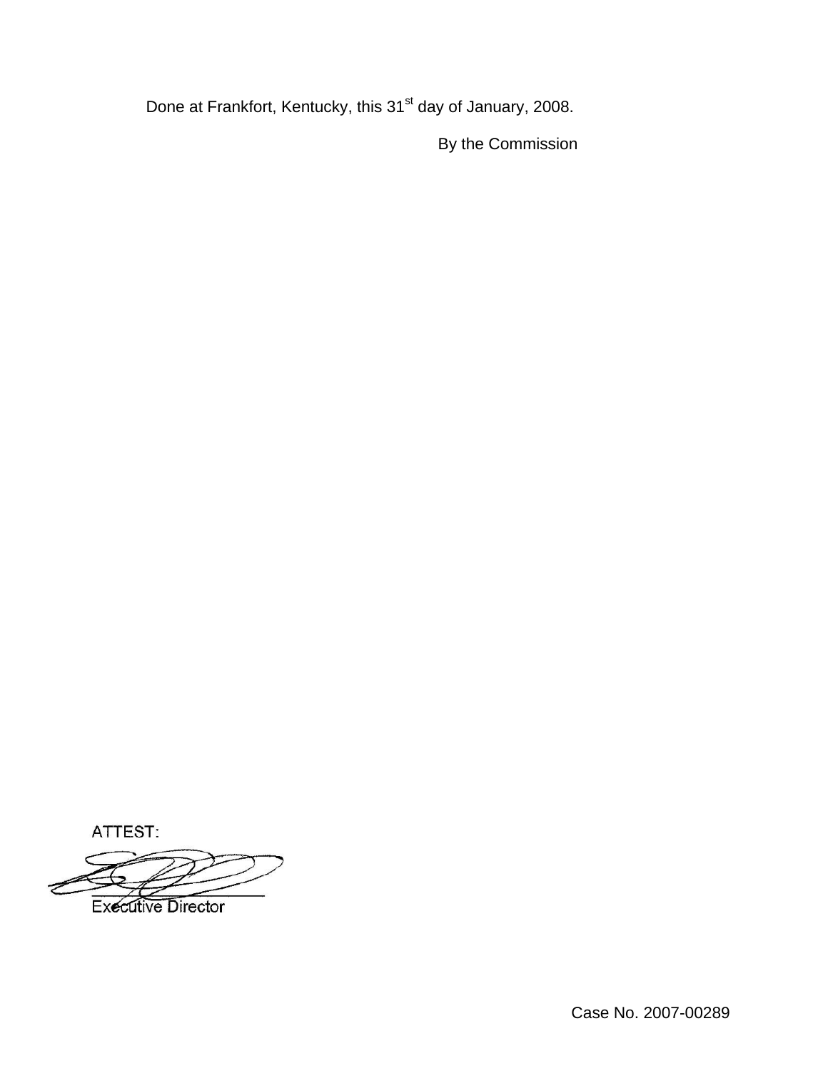Done at Frankfort, Kentucky, this 31st day of January, 2008.

By the Commission

ATTEST:

Executive Director

Case No. 2007-00289